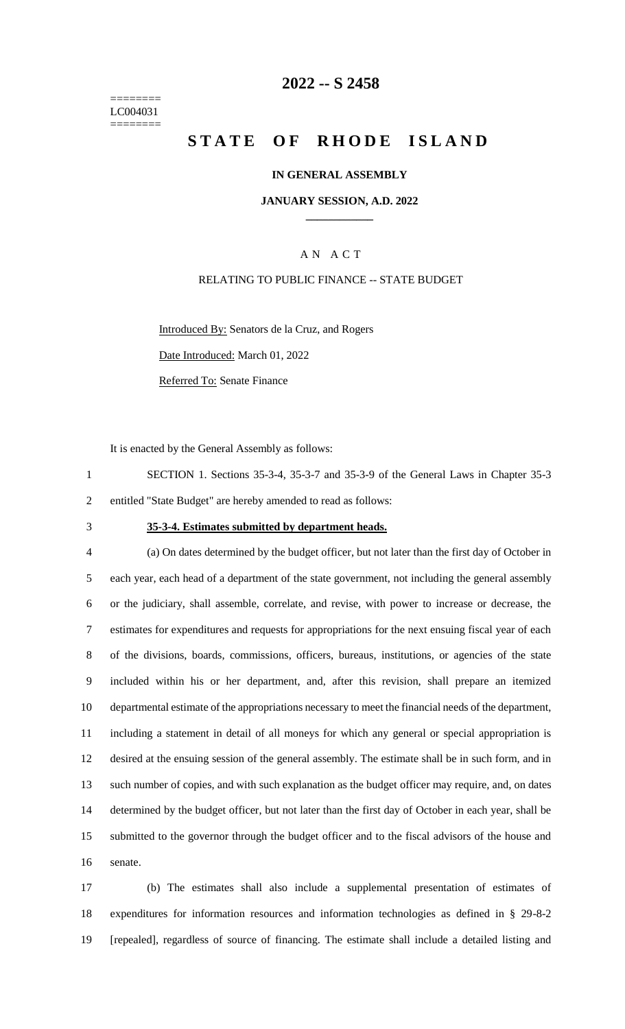========
LC004031
========

# 2022 -- S 2458

# STATE OF RHODE ISLAND

### IN GENERAL ASSEMBLY

### JANUARY SESSION, A.D. 2022

A N A C T

RELATING TO PUBLIC FINANCE -- STATE BUDGET

Introduced By: Senators de la Cruz, and Rogers

Date Introduced: March 01, 2022

Referred To: Senate Finance

It is enacted by the General Assembly as follows:

SECTION 1. Sections 35-3-4, 35-3-7 and 35-3-9 of the General Laws in Chapter 35-3 entitled "State Budget" are hereby amended to read as follows:

**35-3-4. Estimates submitted by department heads.**

(a) On dates determined by the budget officer, but not later than the first day of October in each year, each head of a department of the state government, not including the general assembly or the judiciary, shall assemble, correlate, and revise, with power to increase or decrease, the estimates for expenditures and requests for appropriations for the next ensuing fiscal year of each of the divisions, boards, commissions, officers, bureaus, institutions, or agencies of the state included within his or her department, and, after this revision, shall prepare an itemized departmental estimate of the appropriations necessary to meet the financial needs of the department, including a statement in detail of all moneys for which any general or special appropriation is desired at the ensuing session of the general assembly. The estimate shall be in such form, and in such number of copies, and with such explanation as the budget officer may require, and, on dates determined by the budget officer, but not later than the first day of October in each year, shall be submitted to the governor through the budget officer and to the fiscal advisors of the house and senate.

(b) The estimates shall also include a supplemental presentation of estimates of expenditures for information resources and information technologies as defined in § 29-8-2 [repealed], regardless of source of financing. The estimate shall include a detailed listing and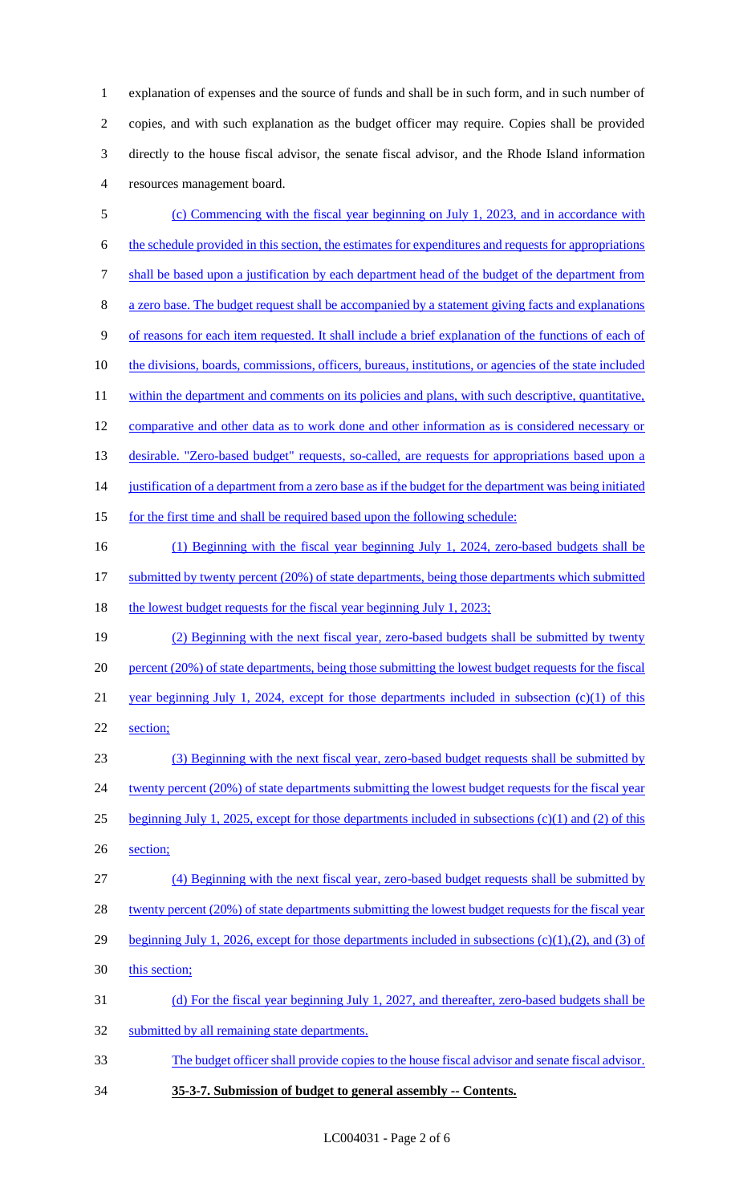explanation of expenses and the source of funds and shall be in such form, and in such number of copies, and with such explanation as the budget officer may require. Copies shall be provided directly to the house fiscal advisor, the senate fiscal advisor, and the Rhode Island information resources management board.

(c) Commencing with the fiscal year beginning on July 1, 2023, and in accordance with the schedule provided in this section, the estimates for expenditures and requests for appropriations shall be based upon a justification by each department head of the budget of the department from a zero base. The budget request shall be accompanied by a statement giving facts and explanations of reasons for each item requested. It shall include a brief explanation of the functions of each of the divisions, boards, commissions, officers, bureaus, institutions, or agencies of the state included within the department and comments on its policies and plans, with such descriptive, quantitative, comparative and other data as to work done and other information as is considered necessary or desirable. "Zero-based budget" requests, so-called, are requests for appropriations based upon a justification of a department from a zero base as if the budget for the department was being initiated for the first time and shall be required based upon the following schedule:

(1) Beginning with the fiscal year beginning July 1, 2024, zero-based budgets shall be submitted by twenty percent (20%) of state departments, being those departments which submitted the lowest budget requests for the fiscal year beginning July 1, 2023;

(2) Beginning with the next fiscal year, zero-based budgets shall be submitted by twenty percent (20%) of state departments, being those submitting the lowest budget requests for the fiscal year beginning July 1, 2024, except for those departments included in subsection (c)(1) of this section;

(3) Beginning with the next fiscal year, zero-based budget requests shall be submitted by twenty percent (20%) of state departments submitting the lowest budget requests for the fiscal year beginning July 1, 2025, except for those departments included in subsections (c)(1) and (2) of this section;

(4) Beginning with the next fiscal year, zero-based budget requests shall be submitted by twenty percent (20%) of state departments submitting the lowest budget requests for the fiscal year beginning July 1, 2026, except for those departments included in subsections (c)(1),(2), and (3) of this section;

(d) For the fiscal year beginning July 1, 2027, and thereafter, zero-based budgets shall be submitted by all remaining state departments.

The budget officer shall provide copies to the house fiscal advisor and senate fiscal advisor.

**35-3-7. Submission of budget to general assembly -- Contents.**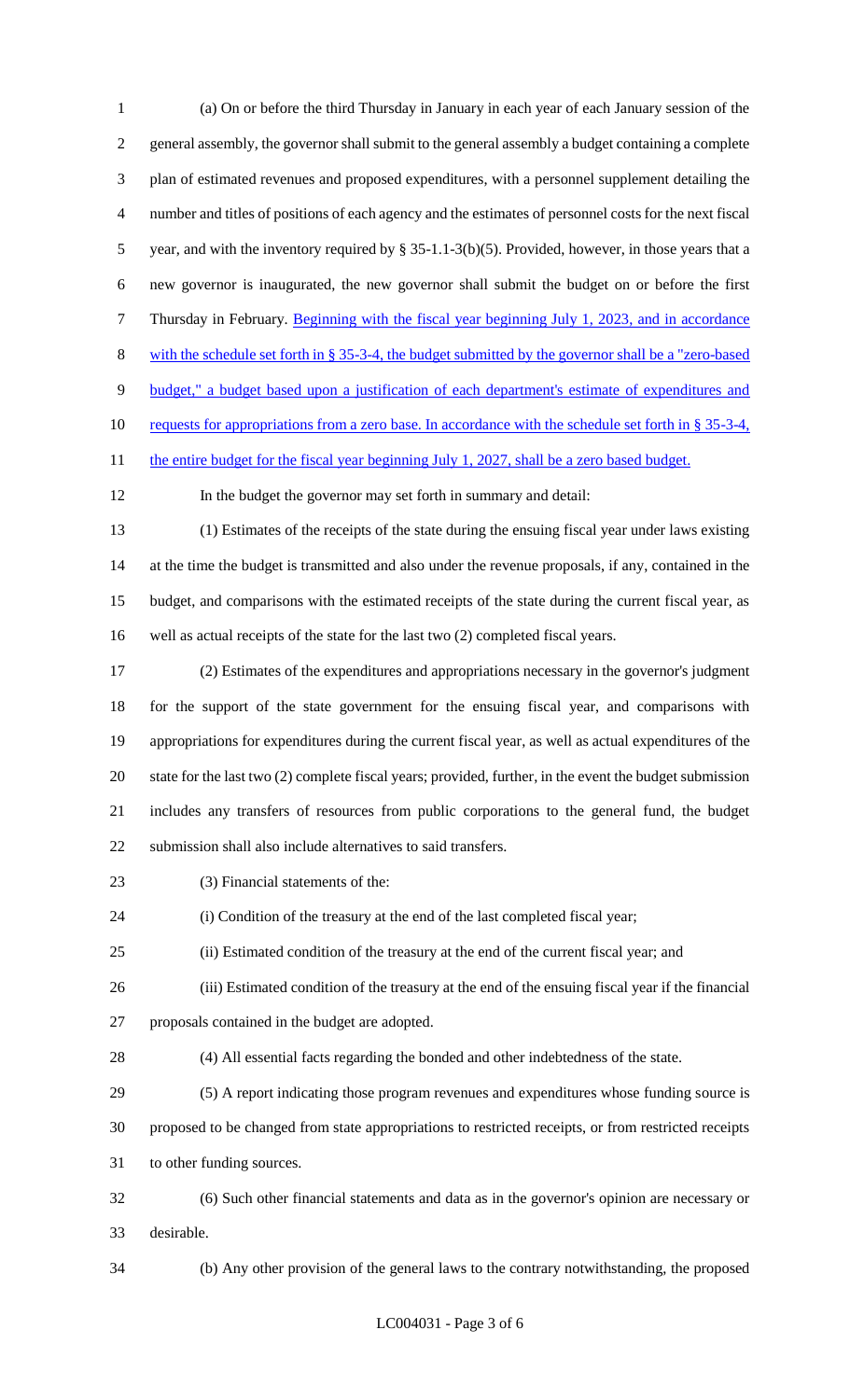(a) On or before the third Thursday in January in each year of each January session of the general assembly, the governor shall submit to the general assembly a budget containing a complete plan of estimated revenues and proposed expenditures, with a personnel supplement detailing the number and titles of positions of each agency and the estimates of personnel costs for the next fiscal year, and with the inventory required by § 35-1.1-3(b)(5). Provided, however, in those years that a new governor is inaugurated, the new governor shall submit the budget on or before the first Thursday in February. Beginning with the fiscal year beginning July 1, 2023, and in accordance with the schedule set forth in § 35-3-4, the budget submitted by the governor shall be a "zero-based budget," a budget based upon a justification of each department's estimate of expenditures and requests for appropriations from a zero base. In accordance with the schedule set forth in § 35-3-4, the entire budget for the fiscal year beginning July 1, 2027, shall be a zero based budget.

In the budget the governor may set forth in summary and detail:

(1) Estimates of the receipts of the state during the ensuing fiscal year under laws existing at the time the budget is transmitted and also under the revenue proposals, if any, contained in the budget, and comparisons with the estimated receipts of the state during the current fiscal year, as well as actual receipts of the state for the last two (2) completed fiscal years.

(2) Estimates of the expenditures and appropriations necessary in the governor's judgment for the support of the state government for the ensuing fiscal year, and comparisons with appropriations for expenditures during the current fiscal year, as well as actual expenditures of the state for the last two (2) complete fiscal years; provided, further, in the event the budget submission includes any transfers of resources from public corporations to the general fund, the budget submission shall also include alternatives to said transfers.

(3) Financial statements of the:

(i) Condition of the treasury at the end of the last completed fiscal year;

(ii) Estimated condition of the treasury at the end of the current fiscal year; and

(iii) Estimated condition of the treasury at the end of the ensuing fiscal year if the financial proposals contained in the budget are adopted.

(4) All essential facts regarding the bonded and other indebtedness of the state.

(5) A report indicating those program revenues and expenditures whose funding source is proposed to be changed from state appropriations to restricted receipts, or from restricted receipts to other funding sources.

(6) Such other financial statements and data as in the governor's opinion are necessary or desirable.

(b) Any other provision of the general laws to the contrary notwithstanding, the proposed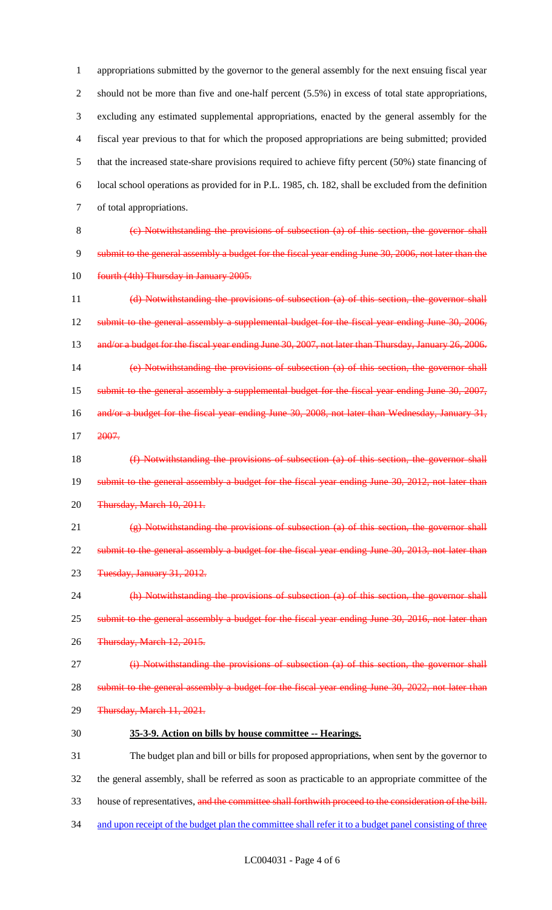appropriations submitted by the governor to the general assembly for the next ensuing fiscal year should not be more than five and one-half percent (5.5%) in excess of total state appropriations, excluding any estimated supplemental appropriations, enacted by the general assembly for the fiscal year previous to that for which the proposed appropriations are being submitted; provided that the increased state-share provisions required to achieve fifty percent (50%) state financing of local school operations as provided for in P.L. 1985, ch. 182, shall be excluded from the definition of total appropriations.

~~(c) Notwithstanding the provisions of subsection (a) of this section, the governor shall submit to the general assembly a budget for the fiscal year ending June 30, 2006, not later than the fourth (4th) Thursday in January 2005.~~

~~(d) Notwithstanding the provisions of subsection (a) of this section, the governor shall submit to the general assembly a supplemental budget for the fiscal year ending June 30, 2006, and/or a budget for the fiscal year ending June 30, 2007, not later than Thursday, January 26, 2006.~~

~~(e) Notwithstanding the provisions of subsection (a) of this section, the governor shall submit to the general assembly a supplemental budget for the fiscal year ending June 30, 2007, and/or a budget for the fiscal year ending June 30, 2008, not later than Wednesday, January 31, 2007.~~

~~(f) Notwithstanding the provisions of subsection (a) of this section, the governor shall submit to the general assembly a budget for the fiscal year ending June 30, 2012, not later than Thursday, March 10, 2011.~~

~~(g) Notwithstanding the provisions of subsection (a) of this section, the governor shall submit to the general assembly a budget for the fiscal year ending June 30, 2013, not later than Tuesday, January 31, 2012.~~

~~(h) Notwithstanding the provisions of subsection (a) of this section, the governor shall submit to the general assembly a budget for the fiscal year ending June 30, 2016, not later than Thursday, March 12, 2015.~~

~~(i) Notwithstanding the provisions of subsection (a) of this section, the governor shall submit to the general assembly a budget for the fiscal year ending June 30, 2022, not later than Thursday, March 11, 2021.~~

**35-3-9. Action on bills by house committee -- Hearings.**

The budget plan and bill or bills for proposed appropriations, when sent by the governor to the general assembly, shall be referred as soon as practicable to an appropriate committee of the house of representatives, ~~and the committee shall forthwith proceed to the consideration of the bill.~~ and upon receipt of the budget plan the committee shall refer it to a budget panel consisting of three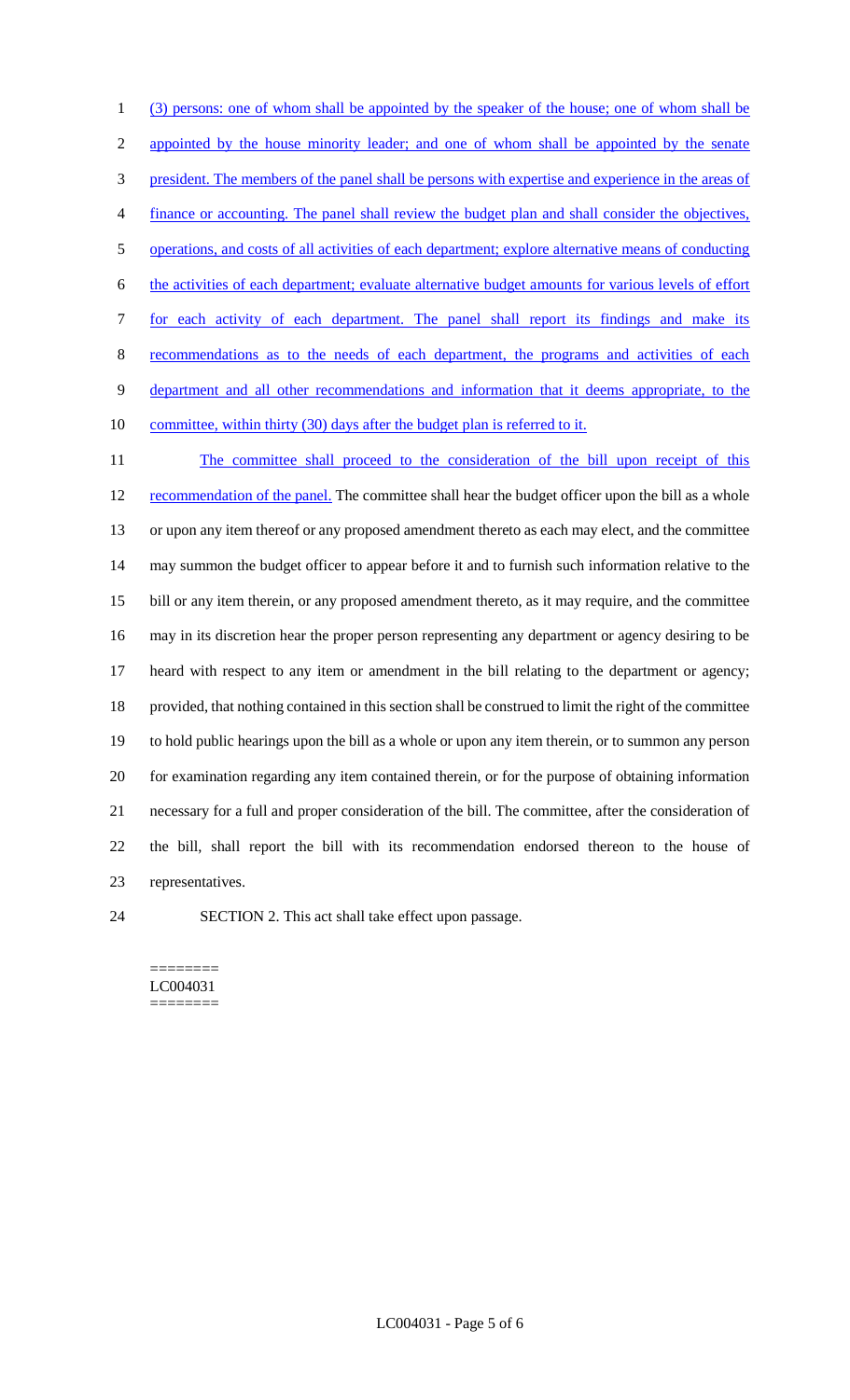(3) persons: one of whom shall be appointed by the speaker of the house; one of whom shall be appointed by the house minority leader; and one of whom shall be appointed by the senate president. The members of the panel shall be persons with expertise and experience in the areas of finance or accounting. The panel shall review the budget plan and shall consider the objectives, operations, and costs of all activities of each department; explore alternative means of conducting the activities of each department; evaluate alternative budget amounts for various levels of effort for each activity of each department. The panel shall report its findings and make its recommendations as to the needs of each department, the programs and activities of each department and all other recommendations and information that it deems appropriate, to the committee, within thirty (30) days after the budget plan is referred to it.

The committee shall proceed to the consideration of the bill upon receipt of this recommendation of the panel. The committee shall hear the budget officer upon the bill as a whole or upon any item thereof or any proposed amendment thereto as each may elect, and the committee may summon the budget officer to appear before it and to furnish such information relative to the bill or any item therein, or any proposed amendment thereto, as it may require, and the committee may in its discretion hear the proper person representing any department or agency desiring to be heard with respect to any item or amendment in the bill relating to the department or agency; provided, that nothing contained in this section shall be construed to limit the right of the committee to hold public hearings upon the bill as a whole or upon any item therein, or to summon any person for examination regarding any item contained therein, or for the purpose of obtaining information necessary for a full and proper consideration of the bill. The committee, after the consideration of the bill, shall report the bill with its recommendation endorsed thereon to the house of representatives.

SECTION 2. This act shall take effect upon passage.

========
LC004031
========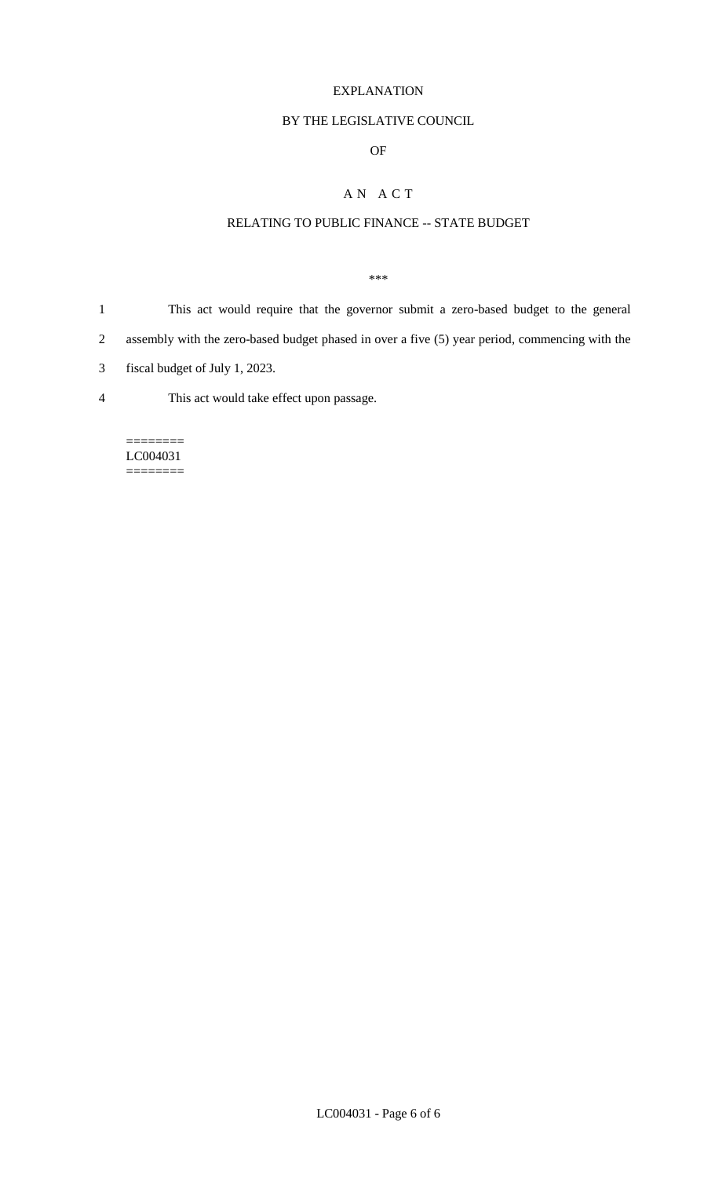EXPLANATION

BY THE LEGISLATIVE COUNCIL

OF

A N A C T

RELATING TO PUBLIC FINANCE -- STATE BUDGET

***

1 This act would require that the governor submit a zero-based budget to the general
2 assembly with the zero-based budget phased in over a five (5) year period, commencing with the
3 fiscal budget of July 1, 2023.
4 This act would take effect upon passage.

========
LC004031
========